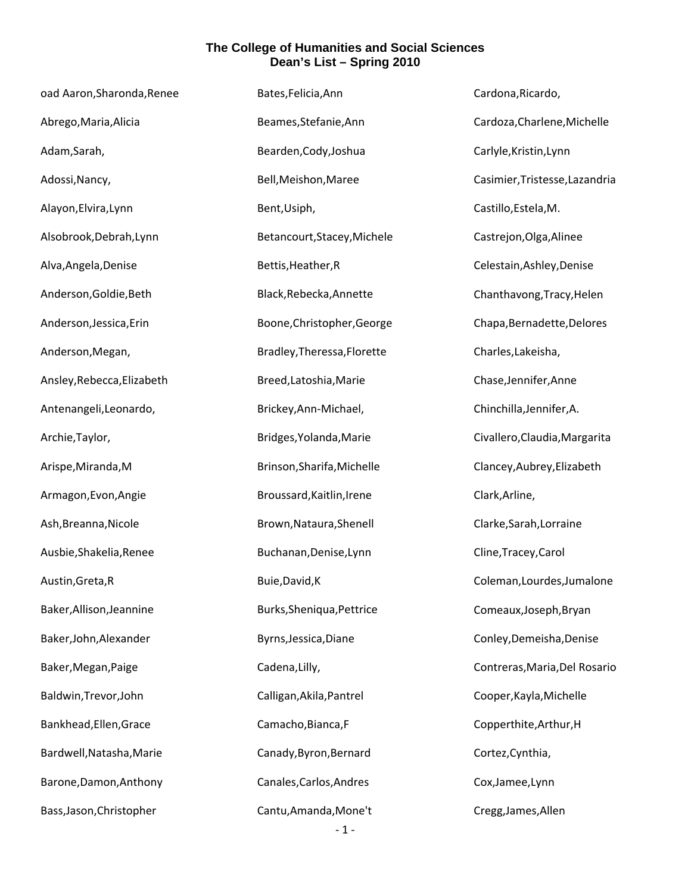# The College of Humanities and Social Sciences
## Dean's List – Spring 2010

oad Aaron,Sharonda,Renee

Abrego,Maria,Alicia

Adam,Sarah,

Adossi,Nancy,

Alayon,Elvira,Lynn

Alsobrook,Debrah,Lynn

Alva,Angela,Denise

Anderson,Goldie,Beth

Anderson,Jessica,Erin

Anderson,Megan,

Ansley,Rebecca,Elizabeth

Antenangeli,Leonardo,

Archie,Taylor,

Arispe,Miranda,M

Armagon,Evon,Angie

Ash,Breanna,Nicole

Ausbie,Shakelia,Renee

Austin,Greta,R

Baker,Allison,Jeannine

Baker,John,Alexander

Baker,Megan,Paige

Baldwin,Trevor,John

Bankhead,Ellen,Grace

Bardwell,Natasha,Marie

Barone,Damon,Anthony

Bass,Jason,Christopher

Bates,Felicia,Ann

Beames,Stefanie,Ann

Bearden,Cody,Joshua

Bell,Meishon,Maree

Bent,Usiph,

Betancourt,Stacey,Michele

Bettis,Heather,R

Black,Rebecka,Annette

Boone,Christopher,George

Bradley,Theressa,Florette

Breed,Latoshia,Marie

Brickey,Ann-Michael,

Bridges,Yolanda,Marie

Brinson,Sharifa,Michelle

Broussard,Kaitlin,Irene

Brown,Nataura,Shenell

Buchanan,Denise,Lynn

Buie,David,K

Burks,Sheniqua,Pettrice

Byrns,Jessica,Diane

Cadena,Lilly,

Calligan,Akila,Pantrel

Camacho,Bianca,F

Canady,Byron,Bernard

Canales,Carlos,Andres

Cantu,Amanda,Mone't

Cardona,Ricardo,

Cardoza,Charlene,Michelle

Carlyle,Kristin,Lynn

Casimier,Tristesse,Lazandria

Castillo,Estela,M.

Castrejon,Olga,Alinee

Celestain,Ashley,Denise

Chanthavong,Tracy,Helen

Chapa,Bernadette,Delores

Charles,Lakeisha,

Chase,Jennifer,Anne

Chinchilla,Jennifer,A.

Civallero,Claudia,Margarita

Clancey,Aubrey,Elizabeth

Clark,Arline,

Clarke,Sarah,Lorraine

Cline,Tracey,Carol

Coleman,Lourdes,Jumalone

Comeaux,Joseph,Bryan

Conley,Demeisha,Denise

Contreras,Maria,Del Rosario

Cooper,Kayla,Michelle

Copperthite,Arthur,H

Cortez,Cynthia,

Cox,Jamee,Lynn

Cregg,James,Allen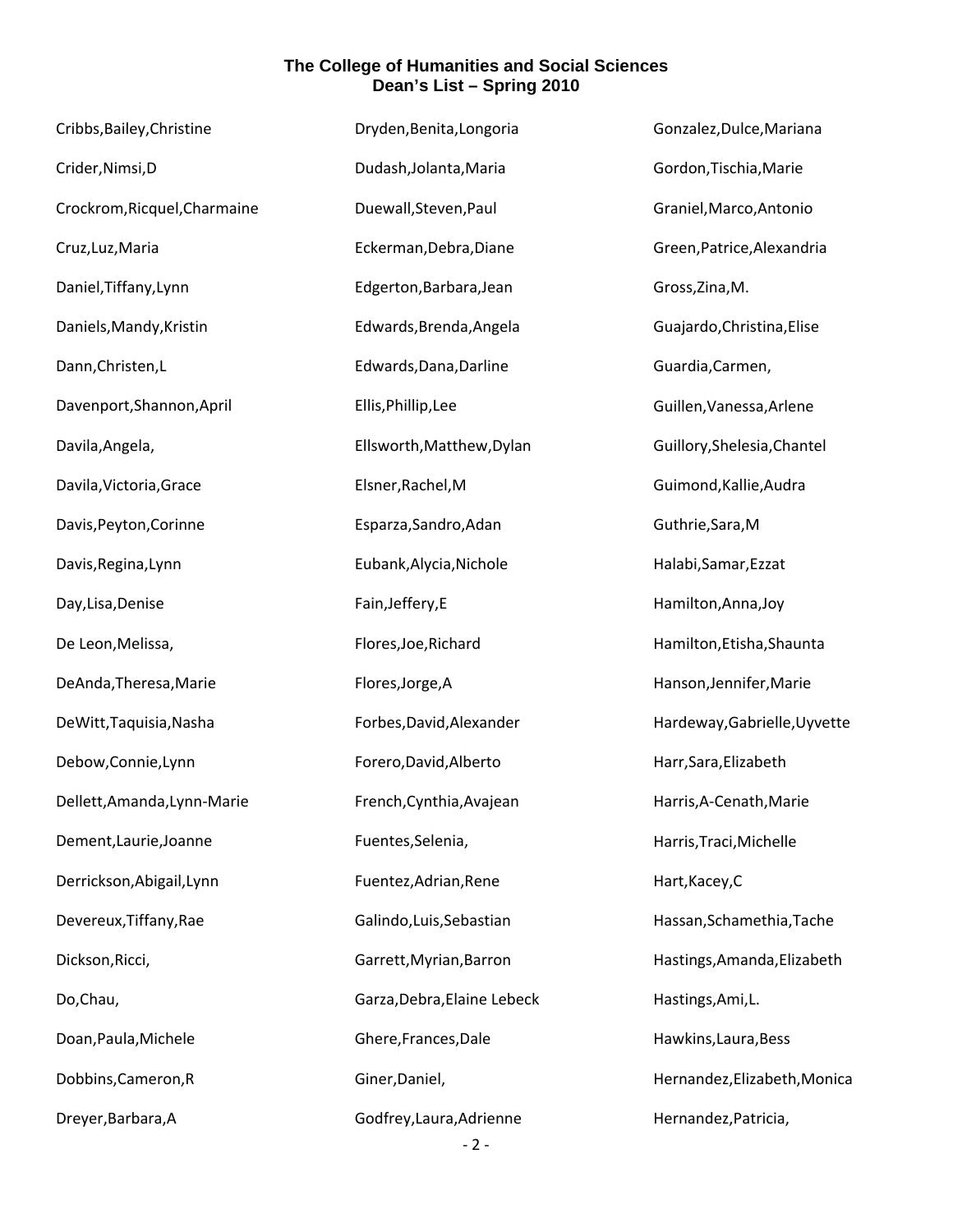## The College of Humanities and Social Sciences
## Dean's List – Spring 2010

Cribbs,Bailey,Christine

Crider,Nimsi,D

Crockrom,Ricquel,Charmaine

Cruz,Luz,Maria

Daniel,Tiffany,Lynn

Daniels,Mandy,Kristin

Dann,Christen,L

Davenport,Shannon,April

Davila,Angela,

Davila,Victoria,Grace

Davis,Peyton,Corinne

Davis,Regina,Lynn

Day,Lisa,Denise

De Leon,Melissa,

DeAnda,Theresa,Marie

DeWitt,Taquisia,Nasha

Debow,Connie,Lynn

Dellett,Amanda,Lynn-Marie

Dement,Laurie,Joanne

Derrickson,Abigail,Lynn

Devereux,Tiffany,Rae

Dickson,Ricci,

Do,Chau,

Doan,Paula,Michele

Dobbins,Cameron,R

Dreyer,Barbara,A

Dryden,Benita,Longoria

Dudash,Jolanta,Maria

Duewall,Steven,Paul

Eckerman,Debra,Diane

Edgerton,Barbara,Jean

Edwards,Brenda,Angela

Edwards,Dana,Darline

Ellis,Phillip,Lee

Ellsworth,Matthew,Dylan

Elsner,Rachel,M

Esparza,Sandro,Adan

Eubank,Alycia,Nichole

Fain,Jeffery,E

Flores,Joe,Richard

Flores,Jorge,A

Forbes,David,Alexander

Forero,David,Alberto

French,Cynthia,Avajean

Fuentes,Selenia,

Fuentez,Adrian,Rene

Galindo,Luis,Sebastian

Garrett,Myrian,Barron

Garza,Debra,Elaine Lebeck

Ghere,Frances,Dale

Giner,Daniel,

Godfrey,Laura,Adrienne

Gonzalez,Dulce,Mariana

Gordon,Tischia,Marie

Graniel,Marco,Antonio

Green,Patrice,Alexandria

Gross,Zina,M.

Guajardo,Christina,Elise

Guardia,Carmen,

Guillen,Vanessa,Arlene

Guillory,Shelesia,Chantel

Guimond,Kallie,Audra

Guthrie,Sara,M

Halabi,Samar,Ezzat

Hamilton,Anna,Joy

Hamilton,Etisha,Shaunta

Hanson,Jennifer,Marie

Hardeway,Gabrielle,Uyvette

Harr,Sara,Elizabeth

Harris,A-Cenath,Marie

Harris,Traci,Michelle

Hart,Kacey,C

Hassan,Schamethia,Tache

Hastings,Amanda,Elizabeth

Hastings,Ami,L.

Hawkins,Laura,Bess

Hernandez,Elizabeth,Monica

Hernandez,Patricia,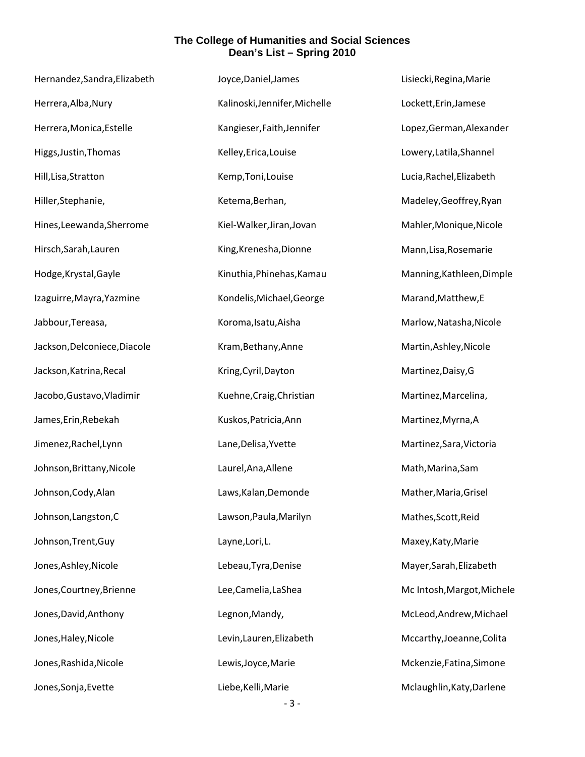**The College of Humanities and Social Sciences**
**Dean's List – Spring 2010**

Hernandez,Sandra,Elizabeth
Herrera,Alba,Nury
Herrera,Monica,Estelle
Higgs,Justin,Thomas
Hill,Lisa,Stratton
Hiller,Stephanie,
Hines,Leewanda,Sherrome
Hirsch,Sarah,Lauren
Hodge,Krystal,Gayle
Izaguirre,Mayra,Yazmine
Jabbour,Tereasa,
Jackson,Delconiece,Diacole
Jackson,Katrina,Recal
Jacobo,Gustavo,Vladimir
James,Erin,Rebekah
Jimenez,Rachel,Lynn
Johnson,Brittany,Nicole
Johnson,Cody,Alan
Johnson,Langston,C
Johnson,Trent,Guy
Jones,Ashley,Nicole
Jones,Courtney,Brienne
Jones,David,Anthony
Jones,Haley,Nicole
Jones,Rashida,Nicole
Jones,Sonja,Evette
Joyce,Daniel,James
Kalinoski,Jennifer,Michelle
Kangieser,Faith,Jennifer
Kelley,Erica,Louise
Kemp,Toni,Louise
Ketema,Berhan,
Kiel-Walker,Jiran,Jovan
King,Krenesha,Dionne
Kinuthia,Phinehas,Kamau
Kondelis,Michael,George
Koroma,Isatu,Aisha
Kram,Bethany,Anne
Kring,Cyril,Dayton
Kuehne,Craig,Christian
Kuskos,Patricia,Ann
Lane,Delisa,Yvette
Laurel,Ana,Allene
Laws,Kalan,Demonde
Lawson,Paula,Marilyn
Layne,Lori,L.
Lebeau,Tyra,Denise
Lee,Camelia,LaShea
Legnon,Mandy,
Levin,Lauren,Elizabeth
Lewis,Joyce,Marie
Liebe,Kelli,Marie
Lisiecki,Regina,Marie
Lockett,Erin,Jamese
Lopez,German,Alexander
Lowery,Latila,Shannel
Lucia,Rachel,Elizabeth
Madeley,Geoffrey,Ryan
Mahler,Monique,Nicole
Mann,Lisa,Rosemarie
Manning,Kathleen,Dimple
Marand,Matthew,E
Marlow,Natasha,Nicole
Martin,Ashley,Nicole
Martinez,Daisy,G
Martinez,Marcelina,
Martinez,Myrna,A
Martinez,Sara,Victoria
Math,Marina,Sam
Mather,Maria,Grisel
Mathes,Scott,Reid
Maxey,Katy,Marie
Mayer,Sarah,Elizabeth
Mc Intosh,Margot,Michele
McLeod,Andrew,Michael
Mccarthy,Joeanne,Colita
Mckenzie,Fatina,Simone
Mclaughlin,Katy,Darlene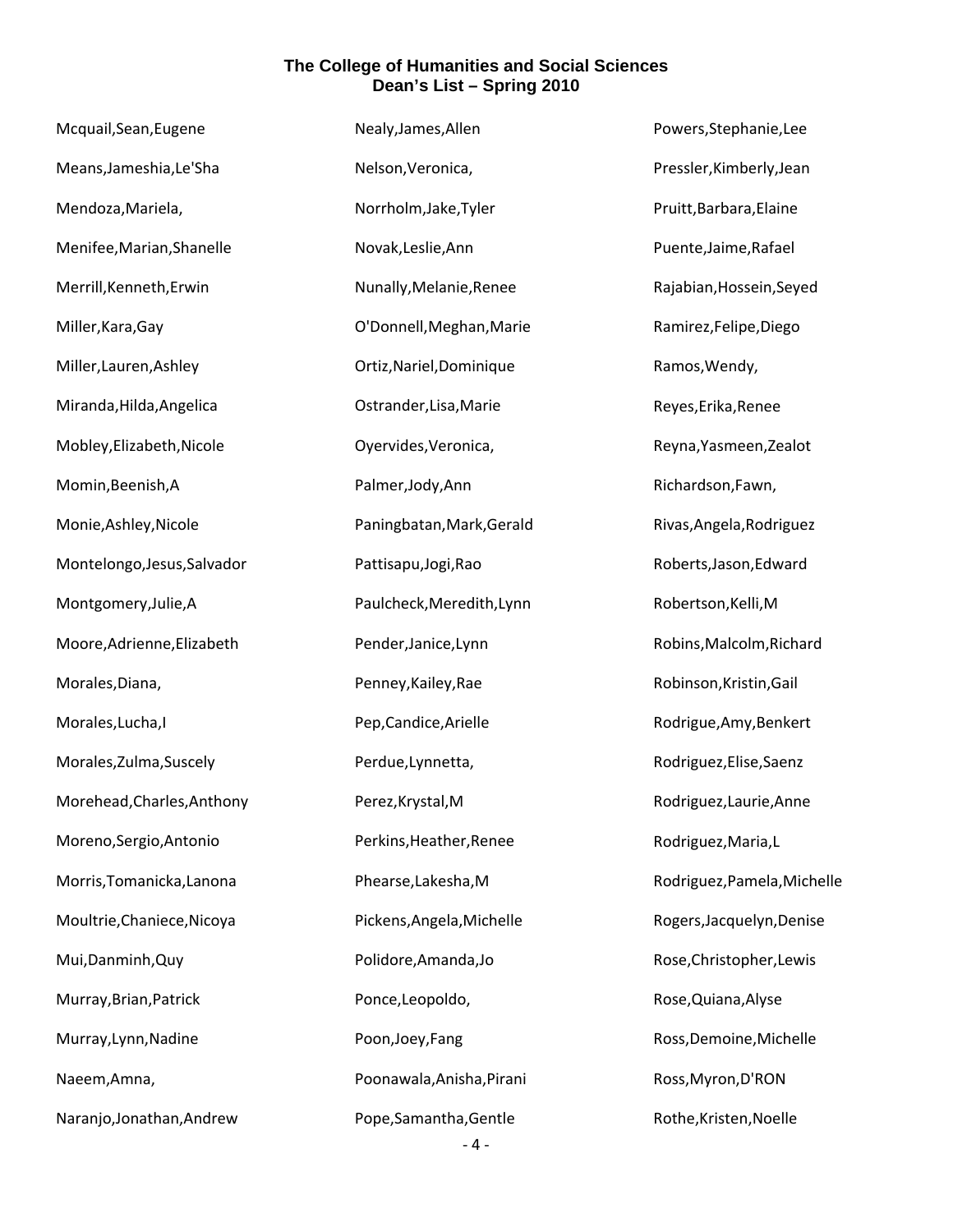# The College of Humanities and Social Sciences
## Dean's List – Spring 2010

Mcquail,Sean,Eugene

Means,Jameshia,Le'Sha

Mendoza,Mariela,

Menifee,Marian,Shanelle

Merrill,Kenneth,Erwin

Miller,Kara,Gay

Miller,Lauren,Ashley

Miranda,Hilda,Angelica

Mobley,Elizabeth,Nicole

Momin,Beenish,A

Monie,Ashley,Nicole

Montelongo,Jesus,Salvador

Montgomery,Julie,A

Moore,Adrienne,Elizabeth

Morales,Diana,

Morales,Lucha,I

Morales,Zulma,Suscely

Morehead,Charles,Anthony

Moreno,Sergio,Antonio

Morris,Tomanicka,Lanona

Moultrie,Chaniece,Nicoya

Mui,Danminh,Quy

Murray,Brian,Patrick

Murray,Lynn,Nadine

Naeem,Amna,

Naranjo,Jonathan,Andrew

Nealy,James,Allen

Nelson,Veronica,

Norrholm,Jake,Tyler

Novak,Leslie,Ann

Nunally,Melanie,Renee

O'Donnell,Meghan,Marie

Ortiz,Nariel,Dominique

Ostrander,Lisa,Marie

Oyervides,Veronica,

Palmer,Jody,Ann

Paningbatan,Mark,Gerald

Pattisapu,Jogi,Rao

Paulcheck,Meredith,Lynn

Pender,Janice,Lynn

Penney,Kailey,Rae

Pep,Candice,Arielle

Perdue,Lynnetta,

Perez,Krystal,M

Perkins,Heather,Renee

Phearse,Lakesha,M

Pickens,Angela,Michelle

Polidore,Amanda,Jo

Ponce,Leopoldo,

Poon,Joey,Fang

Poonawala,Anisha,Pirani

Pope,Samantha,Gentle

Powers,Stephanie,Lee

Pressler,Kimberly,Jean

Pruitt,Barbara,Elaine

Puente,Jaime,Rafael

Rajabian,Hossein,Seyed

Ramirez,Felipe,Diego

Ramos,Wendy,

Reyes,Erika,Renee

Reyna,Yasmeen,Zealot

Richardson,Fawn,

Rivas,Angela,Rodriguez

Roberts,Jason,Edward

Robertson,Kelli,M

Robins,Malcolm,Richard

Robinson,Kristin,Gail

Rodrigue,Amy,Benkert

Rodriguez,Elise,Saenz

Rodriguez,Laurie,Anne

Rodriguez,Maria,L

Rodriguez,Pamela,Michelle

Rogers,Jacquelyn,Denise

Rose,Christopher,Lewis

Rose,Quiana,Alyse

Ross,Demoine,Michelle

Ross,Myron,D'RON

Rothe,Kristen,Noelle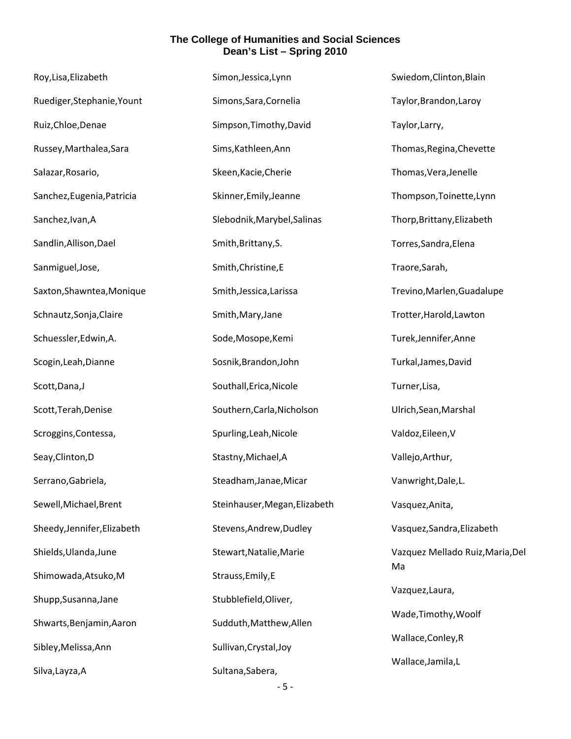# The College of Humanities and Social Sciences
## Dean's List – Spring 2010

Roy,Lisa,Elizabeth

Ruediger,Stephanie,Yount

Ruiz,Chloe,Denae

Russey,Marthalea,Sara

Salazar,Rosario,

Sanchez,Eugenia,Patricia

Sanchez,Ivan,A

Sandlin,Allison,Dael

Sanmiguel,Jose,

Saxton,Shawntea,Monique

Schnautz,Sonja,Claire

Schuessler,Edwin,A.

Scogin,Leah,Dianne

Scott,Dana,J

Scott,Terah,Denise

Scroggins,Contessa,

Seay,Clinton,D

Serrano,Gabriela,

Sewell,Michael,Brent

Sheedy,Jennifer,Elizabeth

Shields,Ulanda,June

Shimowada,Atsuko,M

Shupp,Susanna,Jane

Shwarts,Benjamin,Aaron

Sibley,Melissa,Ann

Silva,Layza,A

Simon,Jessica,Lynn

Simons,Sara,Cornelia

Simpson,Timothy,David

Sims,Kathleen,Ann

Skeen,Kacie,Cherie

Skinner,Emily,Jeanne

Slebodnik,Marybel,Salinas

Smith,Brittany,S.

Smith,Christine,E

Smith,Jessica,Larissa

Smith,Mary,Jane

Sode,Mosope,Kemi

Sosnik,Brandon,John

Southall,Erica,Nicole

Southern,Carla,Nicholson

Spurling,Leah,Nicole

Stastny,Michael,A

Steadham,Janae,Micar

Steinhauser,Megan,Elizabeth

Stevens,Andrew,Dudley

Stewart,Natalie,Marie

Strauss,Emily,E

Stubblefield,Oliver,

Sudduth,Matthew,Allen

Sullivan,Crystal,Joy

Sultana,Sabera,

Swiedom,Clinton,Blain

Taylor,Brandon,Laroy

Taylor,Larry,

Thomas,Regina,Chevette

Thomas,Vera,Jenelle

Thompson,Toinette,Lynn

Thorp,Brittany,Elizabeth

Torres,Sandra,Elena

Traore,Sarah,

Trevino,Marlen,Guadalupe

Trotter,Harold,Lawton

Turek,Jennifer,Anne

Turkal,James,David

Turner,Lisa,

Ulrich,Sean,Marshal

Valdoz,Eileen,V

Vallejo,Arthur,

Vanwright,Dale,L.

Vasquez,Anita,

Vasquez,Sandra,Elizabeth

Vazquez Mellado Ruiz,Maria,Del Ma

Vazquez,Laura,

Wade,Timothy,Woolf

Wallace,Conley,R

Wallace,Jamila,L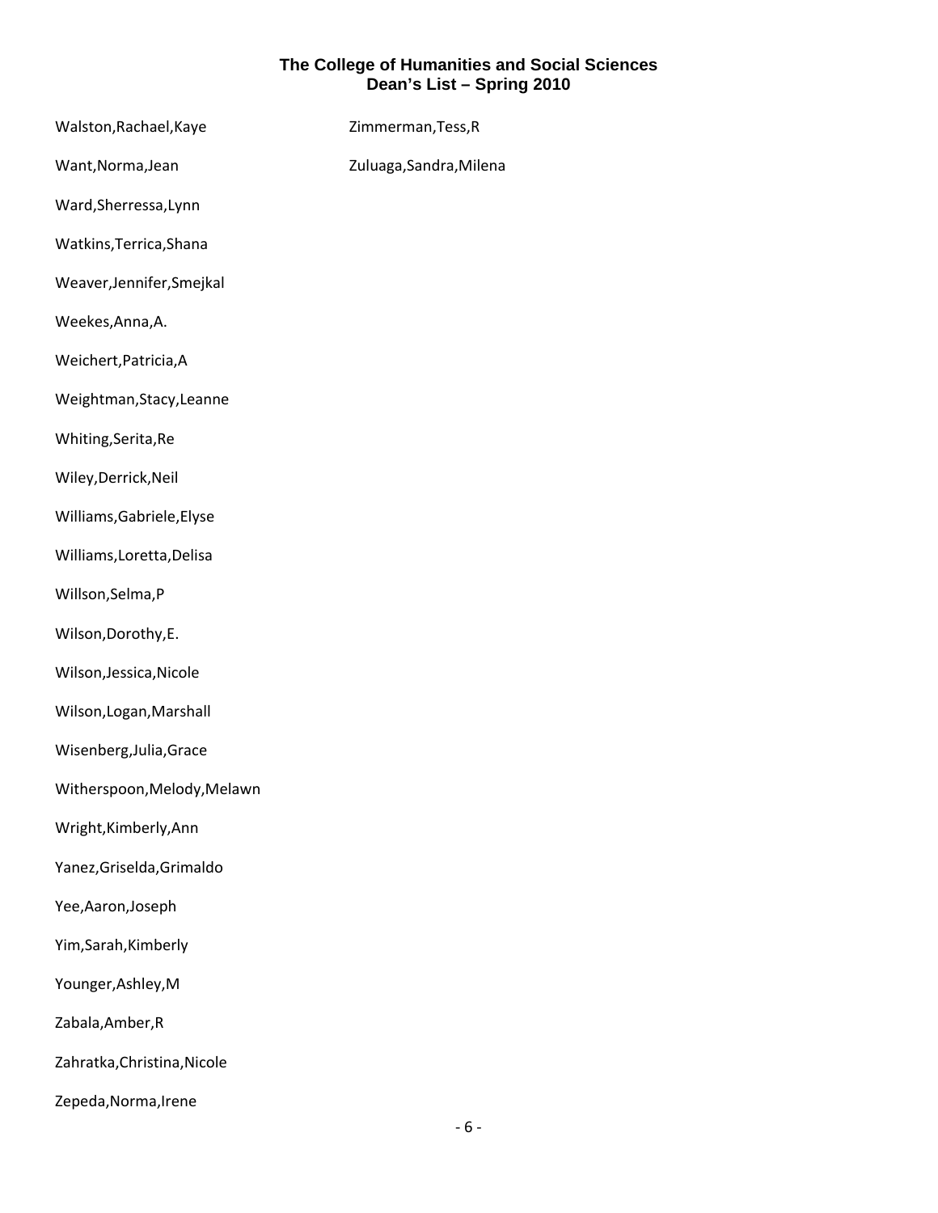# The College of Humanities and Social Sciences
## Dean's List – Spring 2010

Walston,Rachael,Kaye

Want,Norma,Jean

Ward,Sherressa,Lynn

Watkins,Terrica,Shana

Weaver,Jennifer,Smejkal

Weekes,Anna,A.

Weichert,Patricia,A

Weightman,Stacy,Leanne

Whiting,Serita,Re

Wiley,Derrick,Neil

Williams,Gabriele,Elyse

Williams,Loretta,Delisa

Willson,Selma,P

Wilson,Dorothy,E.

Wilson,Jessica,Nicole

Wilson,Logan,Marshall

Wisenberg,Julia,Grace

Witherspoon,Melody,Melawn

Wright,Kimberly,Ann

Yanez,Griselda,Grimaldo

Yee,Aaron,Joseph

Yim,Sarah,Kimberly

Younger,Ashley,M

Zabala,Amber,R

Zahratka,Christina,Nicole

Zepeda,Norma,Irene

Zimmerman,Tess,R

Zuluaga,Sandra,Milena